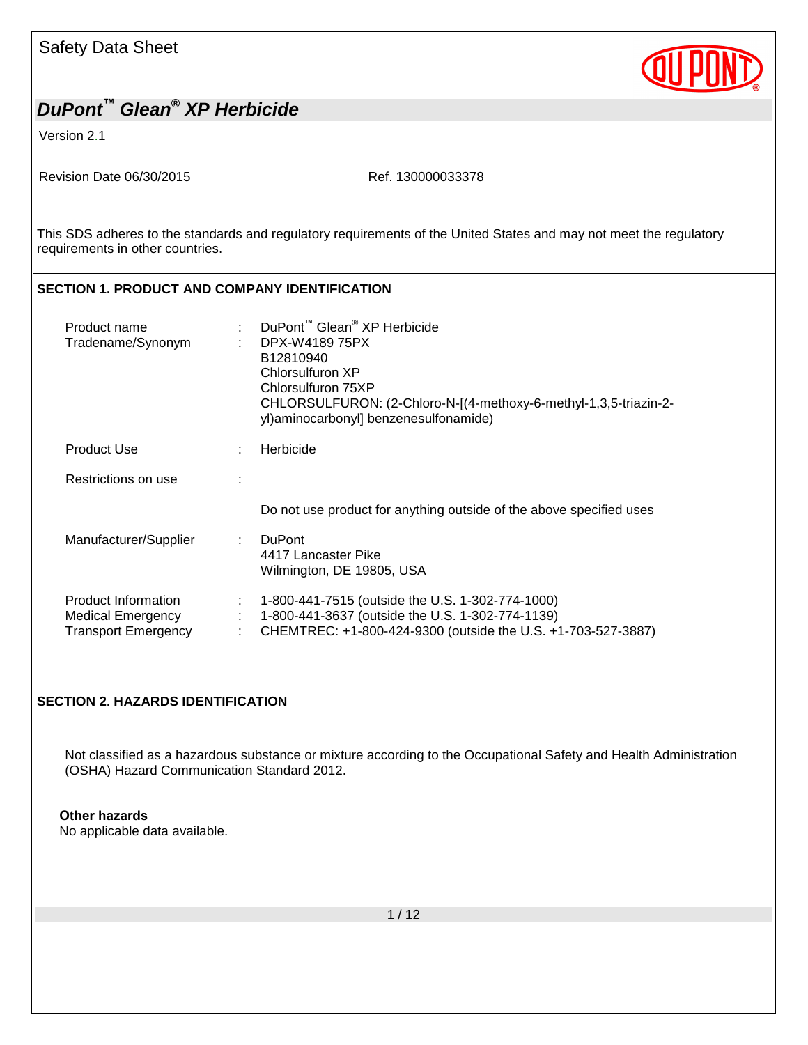Safety Data Sheet

# DuPont™ Glean® XP Herbicide

Version 2.1

Revision Date 06/30/2015 Ref. 130000033378

This SDS adheres to the standards and regulatory requirements of the United States and may not meet the regulatory requirements in other countries.

## SECTION 1. PRODUCT AND COMPANY IDENTIFICATION

| | | |
|---|---|---|
| Product name | : | DuPont™ Glean® XP Herbicide |
| Tradename/Synonym | : | DPX-W4189 75PX<br>B12810940<br>Chlorsulfuron XP<br>Chlorsulfuron 75XP<br>CHLORSULFURON: (2-Chloro-N-[(4-methoxy-6-methyl-1,3,5-triazin-2-yl)aminocarbonyl] benzenesulfonamide) |
| Product Use | : | Herbicide |
| Restrictions on use | : | Do not use product for anything outside of the above specified uses |
| Manufacturer/Supplier | : | DuPont<br>4417 Lancaster Pike<br>Wilmington, DE 19805, USA |
| Product Information | : | 1-800-441-7515 (outside the U.S. 1-302-774-1000) |
| Medical Emergency | : | 1-800-441-3637 (outside the U.S. 1-302-774-1139) |
| Transport Emergency | : | CHEMTREC: +1-800-424-9300 (outside the U.S. +1-703-527-3887) |

## SECTION 2. HAZARDS IDENTIFICATION

Not classified as a hazardous substance or mixture according to the Occupational Safety and Health Administration (OSHA) Hazard Communication Standard 2012.

**Other hazards**

No applicable data available.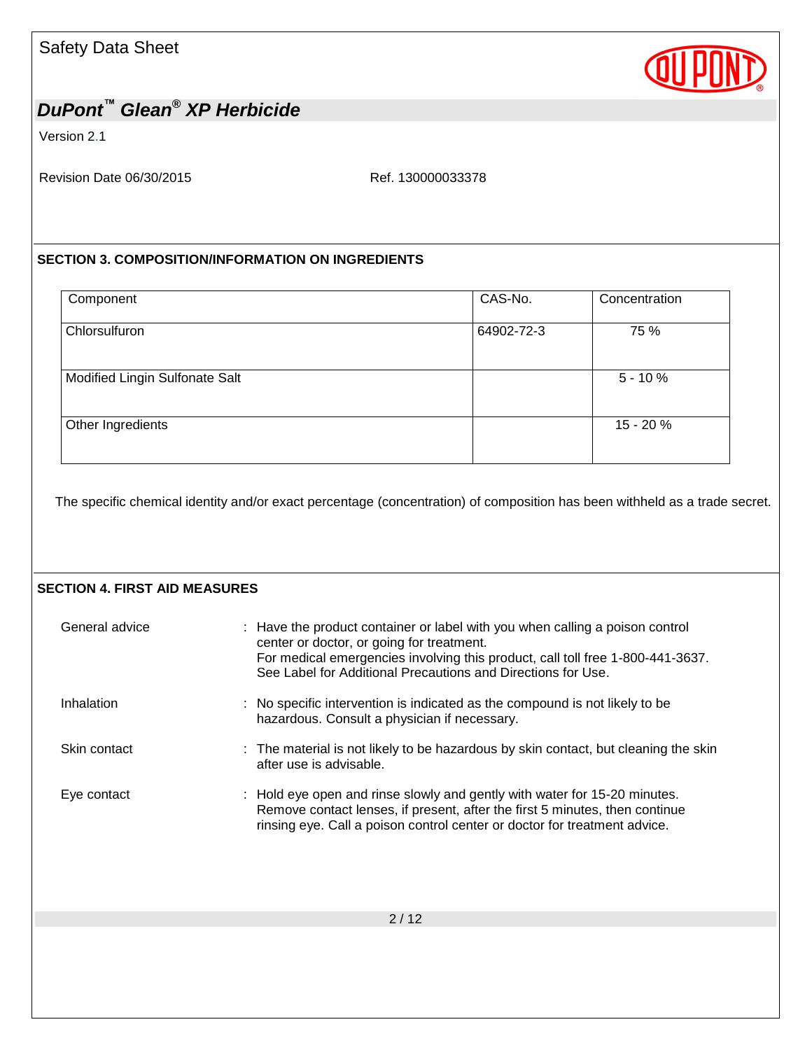## SECTION 3. COMPOSITION/INFORMATION ON INGREDIENTS

| Component | CAS-No. | Concentration |
|---|---|---|
| Chlorsulfuron | 64902-72-3 | 75 % |
| Modified Lingin Sulfonate Salt | | 5 - 10 % |
| Other Ingredients | | 15 - 20 % |

The specific chemical identity and/or exact percentage (concentration) of composition has been withheld as a trade secret.

## SECTION 4. FIRST AID MEASURES

General advice
: Have the product container or label with you when calling a poison control center or doctor, or going for treatment.
For medical emergencies involving this product, call toll free 1-800-441-3637.
See Label for Additional Precautions and Directions for Use.

Inhalation
: No specific intervention is indicated as the compound is not likely to be hazardous. Consult a physician if necessary.

Skin contact
: The material is not likely to be hazardous by skin contact, but cleaning the skin after use is advisable.

Eye contact
: Hold eye open and rinse slowly and gently with water for 15-20 minutes. Remove contact lenses, if present, after the first 5 minutes, then continue rinsing eye. Call a poison control center or doctor for treatment advice.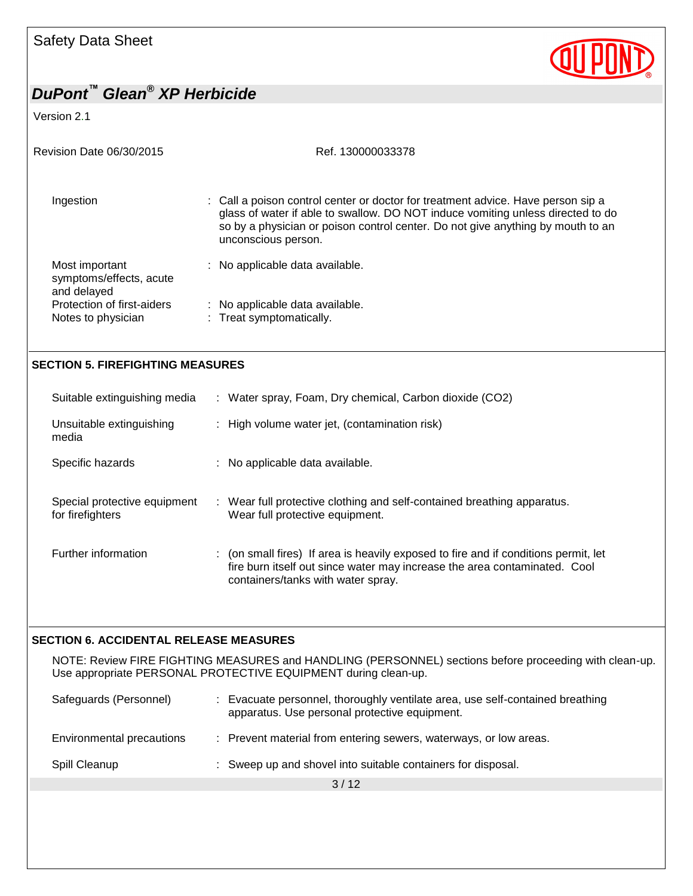| | |
|---|---|
| Ingestion | Call a poison control center or doctor for treatment advice. Have person sip a glass of water if able to swallow. DO NOT induce vomiting unless directed to do so by a physician or poison control center. Do not give anything by mouth to an unconscious person. |
| Most important symptoms/effects, acute and delayed | No applicable data available. |
| Protection of first-aiders | No applicable data available. |
| Notes to physician | Treat symptomatically. |

## SECTION 5. FIREFIGHTING MEASURES

| | |
|---|---|
| Suitable extinguishing media | Water spray, Foam, Dry chemical, Carbon dioxide ($CO_2$) |
| Unsuitable extinguishing media | High volume water jet, (contamination risk) |
| Specific hazards | No applicable data available. |
| Special protective equipment for firefighters | Wear full protective clothing and self-contained breathing apparatus. Wear full protective equipment. |
| Further information | (on small fires) If area is heavily exposed to fire and if conditions permit, let fire burn itself out since water may increase the area contaminated. Cool containers/tanks with water spray. |

## SECTION 6. ACCIDENTAL RELEASE MEASURES

NOTE: Review FIRE FIGHTING MEASURES and HANDLING (PERSONNEL) sections before proceeding with clean-up. Use appropriate PERSONAL PROTECTIVE EQUIPMENT during clean-up.

| | |
|---|---|
| Safeguards (Personnel) | Evacuate personnel, thoroughly ventilate area, use self-contained breathing apparatus. Use personal protective equipment. |
| Environmental precautions | Prevent material from entering sewers, waterways, or low areas. |
| Spill Cleanup | Sweep up and shovel into suitable containers for disposal. |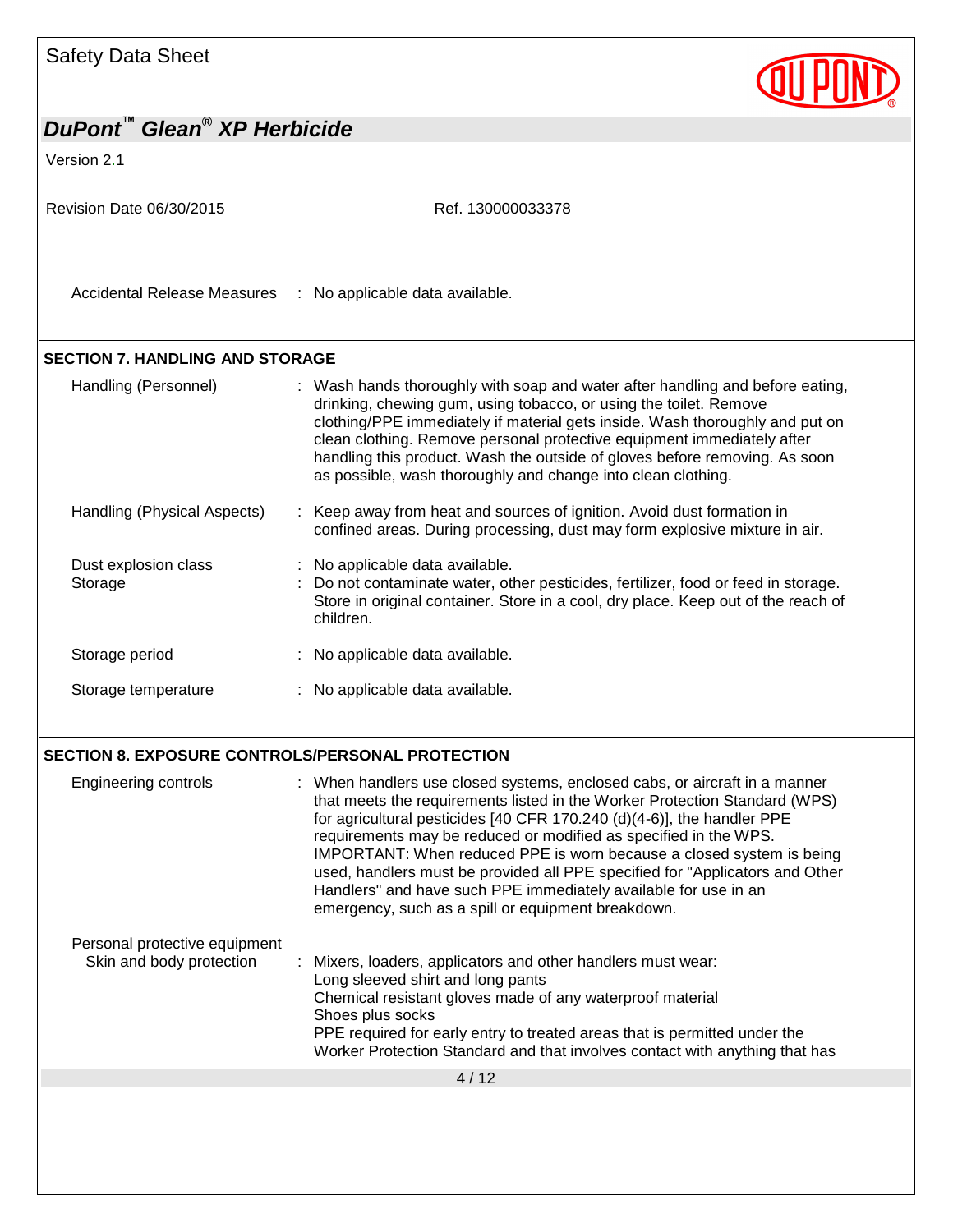Accidental Release Measures : No applicable data available.

## SECTION 7. HANDLING AND STORAGE

| | |
|---|---|
| Handling (Personnel) | : Wash hands thoroughly with soap and water after handling and before eating, drinking, chewing gum, using tobacco, or using the toilet. Remove clothing/PPE immediately if material gets inside. Wash thoroughly and put on clean clothing. Remove personal protective equipment immediately after handling this product. Wash the outside of gloves before removing. As soon as possible, wash thoroughly and change into clean clothing. |
| Handling (Physical Aspects) | : Keep away from heat and sources of ignition. Avoid dust formation in confined areas. During processing, dust may form explosive mixture in air. |
| Dust explosion class | : No applicable data available. |
| Storage | : Do not contaminate water, other pesticides, fertilizer, food or feed in storage. Store in original container. Store in a cool, dry place. Keep out of the reach of children. |
| Storage period | : No applicable data available. |
| Storage temperature | : No applicable data available. |

## SECTION 8. EXPOSURE CONTROLS/PERSONAL PROTECTION

| | |
|---|---|
| Engineering controls | : When handlers use closed systems, enclosed cabs, or aircraft in a manner that meets the requirements listed in the Worker Protection Standard (WPS) for agricultural pesticides [40 CFR 170.240 (d)(4-6)], the handler PPE requirements may be reduced or modified as specified in the WPS. IMPORTANT: When reduced PPE is worn because a closed system is being used, handlers must be provided all PPE specified for "Applicators and Other Handlers" and have such PPE immediately available for use in an emergency, such as a spill or equipment breakdown. |

Personal protective equipment

| | |
|---|---|
| Skin and body protection | : Mixers, loaders, applicators and other handlers must wear:<br>Long sleeved shirt and long pants<br>Chemical resistant gloves made of any waterproof material<br>Shoes plus socks<br>PPE required for early entry to treated areas that is permitted under the Worker Protection Standard and that involves contact with anything that has |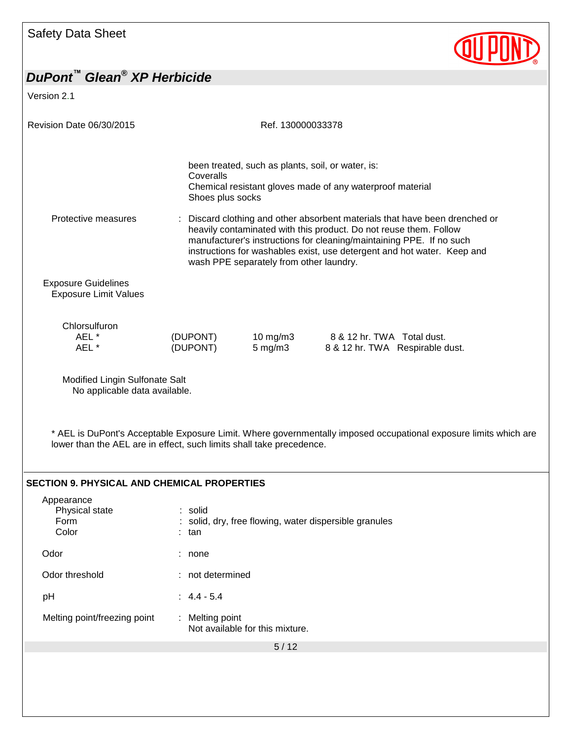been treated, such as plants, soil, or water, is:
Coveralls
Chemical resistant gloves made of any waterproof material
Shoes plus socks

Protective measures : Discard clothing and other absorbent materials that have been drenched or heavily contaminated with this product. Do not reuse them. Follow manufacturer's instructions for cleaning/maintaining PPE. If no such instructions for washables exist, use detergent and hot water. Keep and wash PPE separately from other laundry.

Exposure Guidelines
Exposure Limit Values

Chlorsulfuron

| | | | | |
|---|---|---|---|---|
| AEL * | (DUPONT) | 10 mg/m3 | 8 & 12 hr. TWA | Total dust. |
| AEL * | (DUPONT) | 5 mg/m3 | 8 & 12 hr. TWA | Respirable dust. |

Modified Lingin Sulfonate Salt
No applicable data available.

* AEL is DuPont's Acceptable Exposure Limit. Where governmentally imposed occupational exposure limits which are lower than the AEL are in effect, such limits shall take precedence.

## SECTION 9. PHYSICAL AND CHEMICAL PROPERTIES

Appearance
- Physical state : solid
- Form : solid, dry, free flowing, water dispersible granules
- Color : tan

Odor : none

Odor threshold : not determined

pH : 4.4 - 5.4

Melting point/freezing point : Melting point
Not available for this mixture.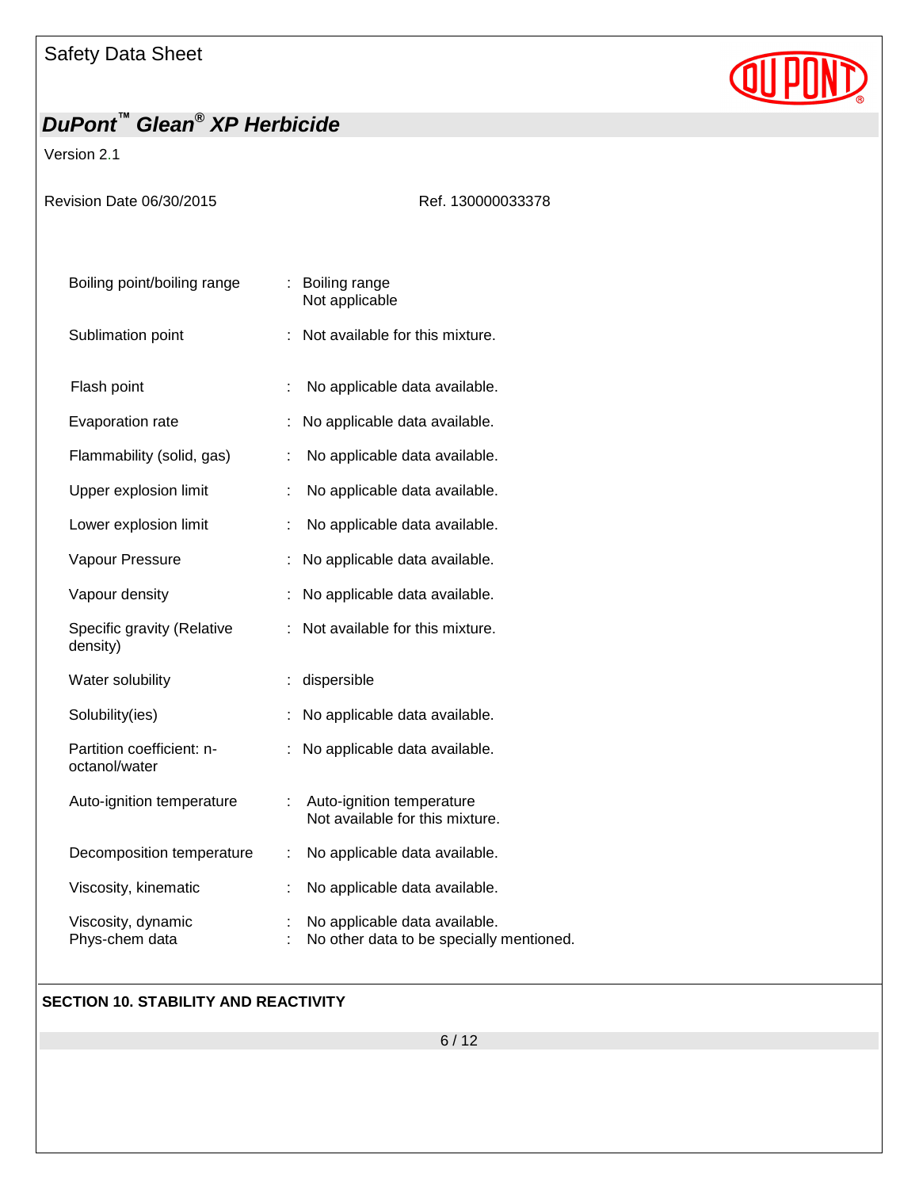| | | |
|---|---|---|
| Boiling point/boiling range | : | Boiling range<br>Not applicable |
| Sublimation point | : | Not available for this mixture. |
| Flash point | : | No applicable data available. |
| Evaporation rate | : | No applicable data available. |
| Flammability (solid, gas) | : | No applicable data available. |
| Upper explosion limit | : | No applicable data available. |
| Lower explosion limit | : | No applicable data available. |
| Vapour Pressure | : | No applicable data available. |
| Vapour density | : | No applicable data available. |
| Specific gravity (Relative density) | : | Not available for this mixture. |
| Water solubility | : | dispersible |
| Solubility(ies) | : | No applicable data available. |
| Partition coefficient: n-octanol/water | : | No applicable data available. |
| Auto-ignition temperature | : | Auto-ignition temperature<br>Not available for this mixture. |
| Decomposition temperature | : | No applicable data available. |
| Viscosity, kinematic | : | No applicable data available. |
| Viscosity, dynamic | : | No applicable data available. |
| Phys-chem data | : | No other data to be specially mentioned. |

## SECTION 10. STABILITY AND REACTIVITY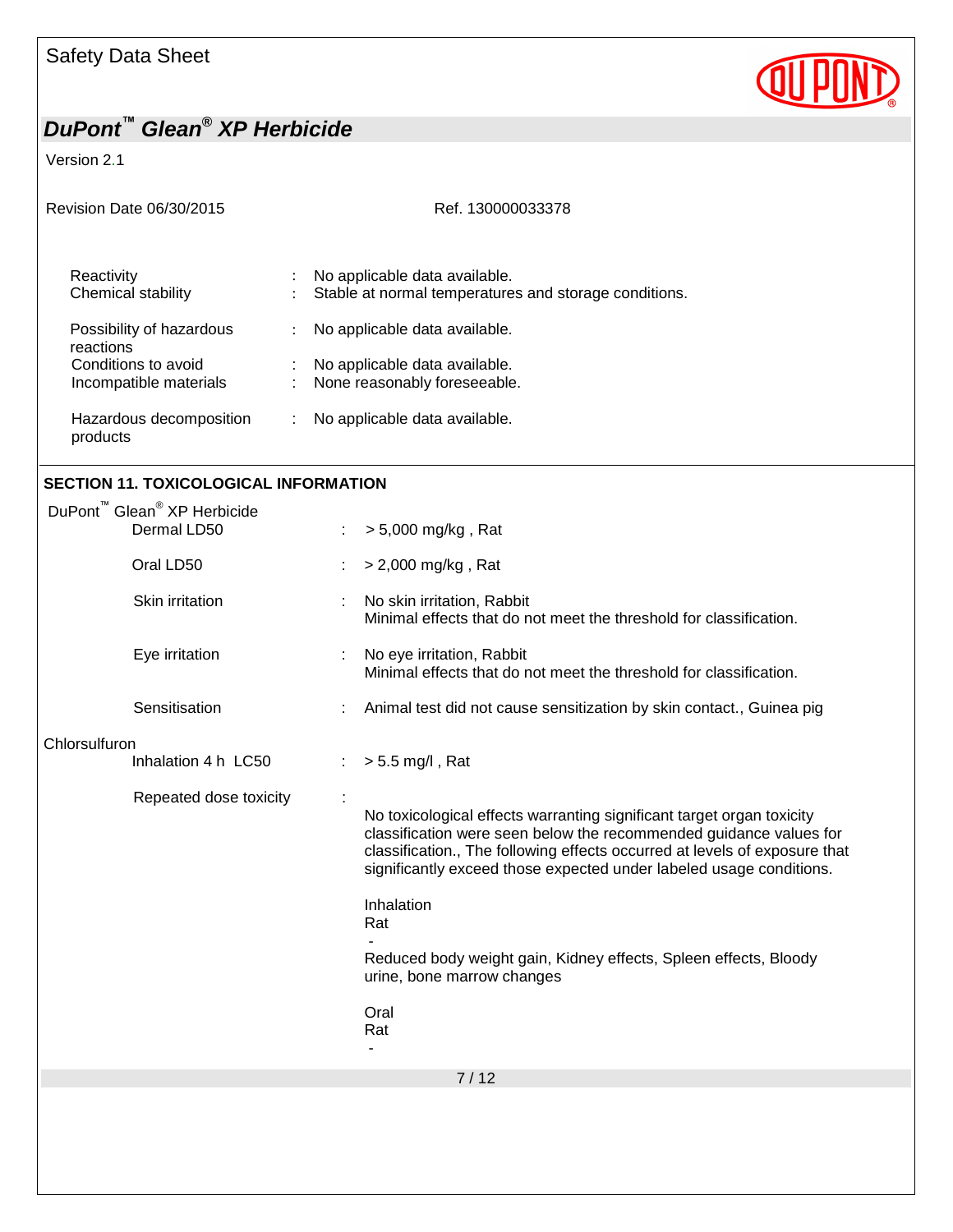| | | |
|---|---|---|
| Reactivity | : | No applicable data available. |
| Chemical stability | : | Stable at normal temperatures and storage conditions. |
| Possibility of hazardous reactions | : | No applicable data available. |
| Conditions to avoid | : | No applicable data available. |
| Incompatible materials | : | None reasonably foreseeable. |
| Hazardous decomposition products | : | No applicable data available. |

## SECTION 11. TOXICOLOGICAL INFORMATION

DuPont™ Glean® XP Herbicide

| | | |
|---|---|---|
| Dermal LD50 | : | > 5,000 mg/kg , Rat |
| Oral LD50 | : | > 2,000 mg/kg , Rat |
| Skin irritation | : | No skin irritation, Rabbit<br>Minimal effects that do not meet the threshold for classification. |
| Eye irritation | : | No eye irritation, Rabbit<br>Minimal effects that do not meet the threshold for classification. |
| Sensitisation | : | Animal test did not cause sensitization by skin contact., Guinea pig |

Chlorsulfuron

| | | |
|---|---|---|
| Inhalation 4 h LC50 | : | > 5.5 mg/l , Rat |
| Repeated dose toxicity | : | No toxicological effects warranting significant target organ toxicity classification were seen below the recommended guidance values for classification., The following effects occurred at levels of exposure that significantly exceed those expected under labeled usage conditions.<br><br>Inhalation<br>Rat<br>-<br>Reduced body weight gain, Kidney effects, Spleen effects, Bloody urine, bone marrow changes<br><br>Oral<br>Rat<br>- |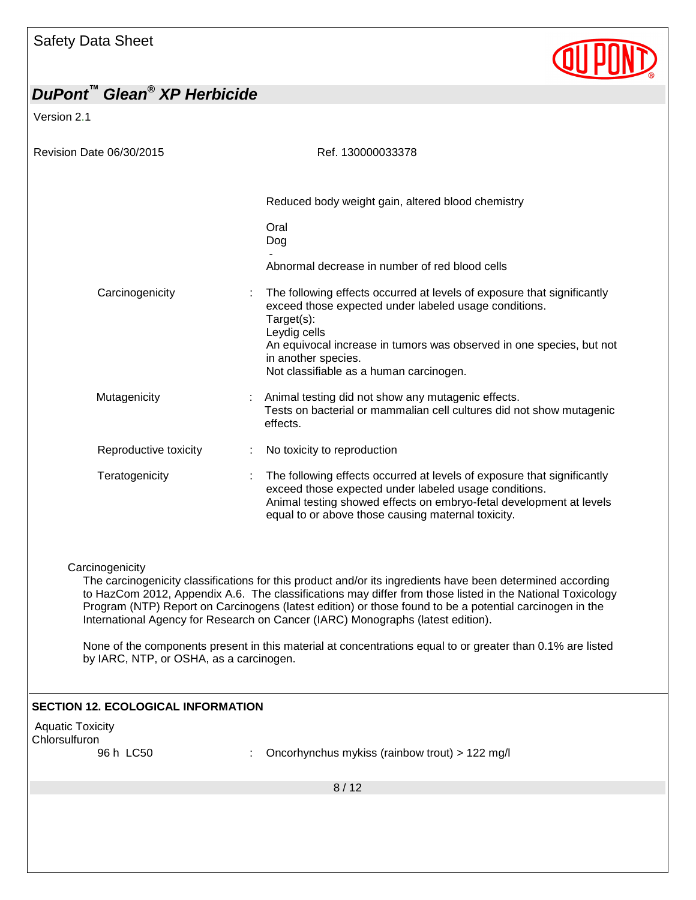Reduced body weight gain, altered blood chemistry

Oral
Dog
-
Abnormal decrease in number of red blood cells

| | | |
|---|---|---|
| Carcinogenicity | : | The following effects occurred at levels of exposure that significantly exceed those expected under labeled usage conditions.<br>Target(s):<br>Leydig cells<br>An equivocal increase in tumors was observed in one species, but not in another species.<br>Not classifiable as a human carcinogen. |
| Mutagenicity | : | Animal testing did not show any mutagenic effects.<br>Tests on bacterial or mammalian cell cultures did not show mutagenic effects. |
| Reproductive toxicity | : | No toxicity to reproduction |
| Teratogenicity | : | The following effects occurred at levels of exposure that significantly exceed those expected under labeled usage conditions.<br>Animal testing showed effects on embryo-fetal development at levels equal to or above those causing maternal toxicity. |

Carcinogenicity

The carcinogenicity classifications for this product and/or its ingredients have been determined according to HazCom 2012, Appendix A.6. The classifications may differ from those listed in the National Toxicology Program (NTP) Report on Carcinogens (latest edition) or those found to be a potential carcinogen in the International Agency for Research on Cancer (IARC) Monographs (latest edition).

None of the components present in this material at concentrations equal to or greater than 0.1% are listed by IARC, NTP, or OSHA, as a carcinogen.

## SECTION 12. ECOLOGICAL INFORMATION

Aquatic Toxicity

Chlorsulfuron

| | | |
|---|---|---|
| 96 h LC50 | : | Oncorhynchus mykiss (rainbow trout) > 122 mg/l |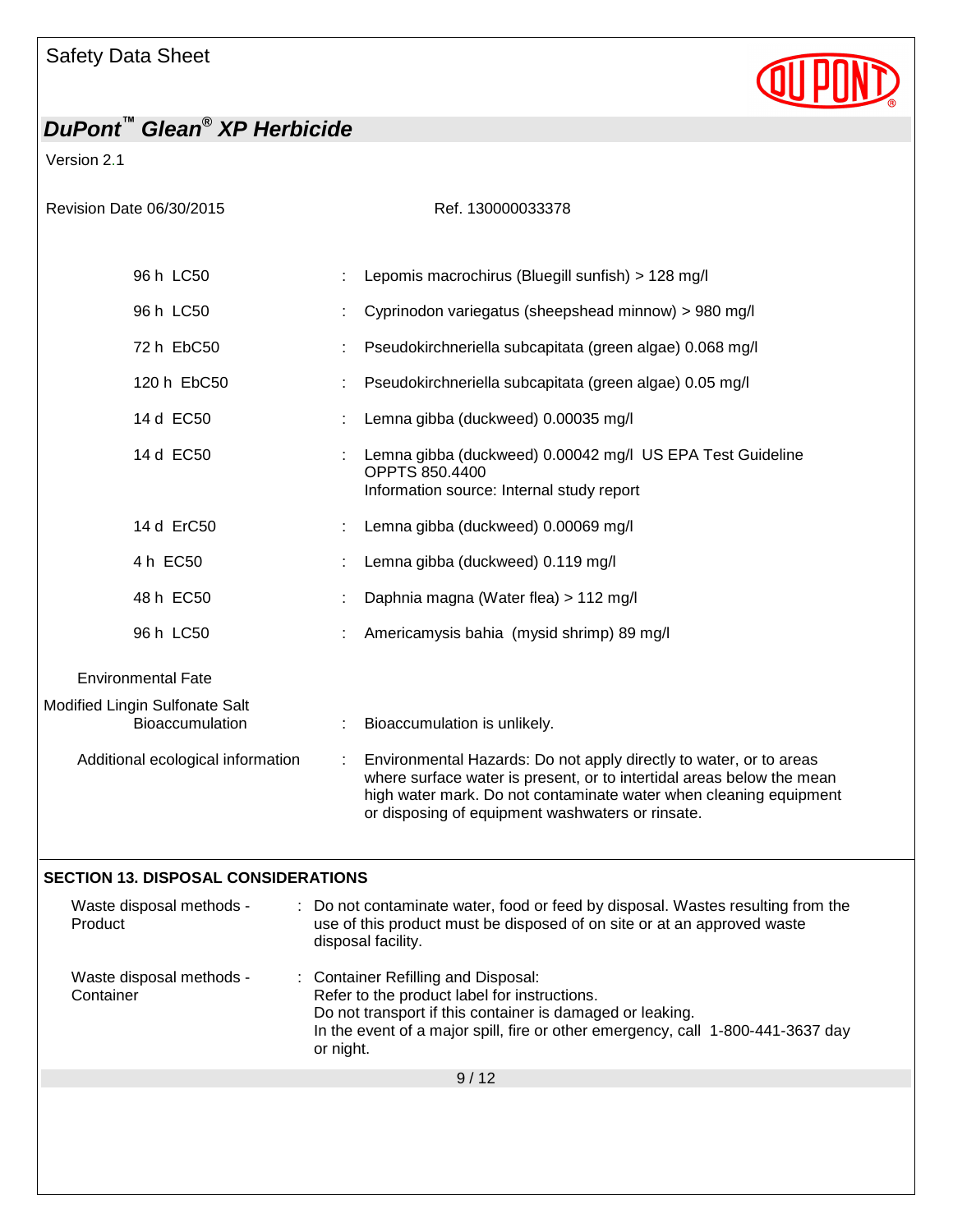| | | |
|---|---|---|
| 96 h LC50 | : | Lepomis macrochirus (Bluegill sunfish) > 128 mg/l |
| 96 h LC50 | : | Cyprinodon variegatus (sheepshead minnow) > 980 mg/l |
| 72 h EbC50 | : | Pseudokirchneriella subcapitata (green algae) 0.068 mg/l |
| 120 h EbC50 | : | Pseudokirchneriella subcapitata (green algae) 0.05 mg/l |
| 14 d EC50 | : | Lemna gibba (duckweed) 0.00035 mg/l |
| 14 d EC50 | : | Lemna gibba (duckweed) 0.00042 mg/l US EPA Test Guideline OPPTS 850.4400<br>Information source: Internal study report |
| 14 d ErC50 | : | Lemna gibba (duckweed) 0.00069 mg/l |
| 4 h EC50 | : | Lemna gibba (duckweed) 0.119 mg/l |
| 48 h EC50 | : | Daphnia magna (Water flea) > 112 mg/l |
| 96 h LC50 | : | Americamysis bahia (mysid shrimp) 89 mg/l |

Environmental Fate

Modified Lingin Sulfonate Salt

| | | |
|---|---|---|
| Bioaccumulation | : | Bioaccumulation is unlikely. |
| Additional ecological information | : | Environmental Hazards: Do not apply directly to water, or to areas where surface water is present, or to intertidal areas below the mean high water mark. Do not contaminate water when cleaning equipment or disposing of equipment washwaters or rinsate. |

**SECTION 13. DISPOSAL CONSIDERATIONS**

| | | |
|---|---|---|
| Waste disposal methods - Product | : | Do not contaminate water, food or feed by disposal. Wastes resulting from the use of this product must be disposed of on site or at an approved waste disposal facility. |
| Waste disposal methods - Container | : | Container Refilling and Disposal:<br>Refer to the product label for instructions.<br>Do not transport if this container is damaged or leaking.<br>In the event of a major spill, fire or other emergency, call 1-800-441-3637 day or night. |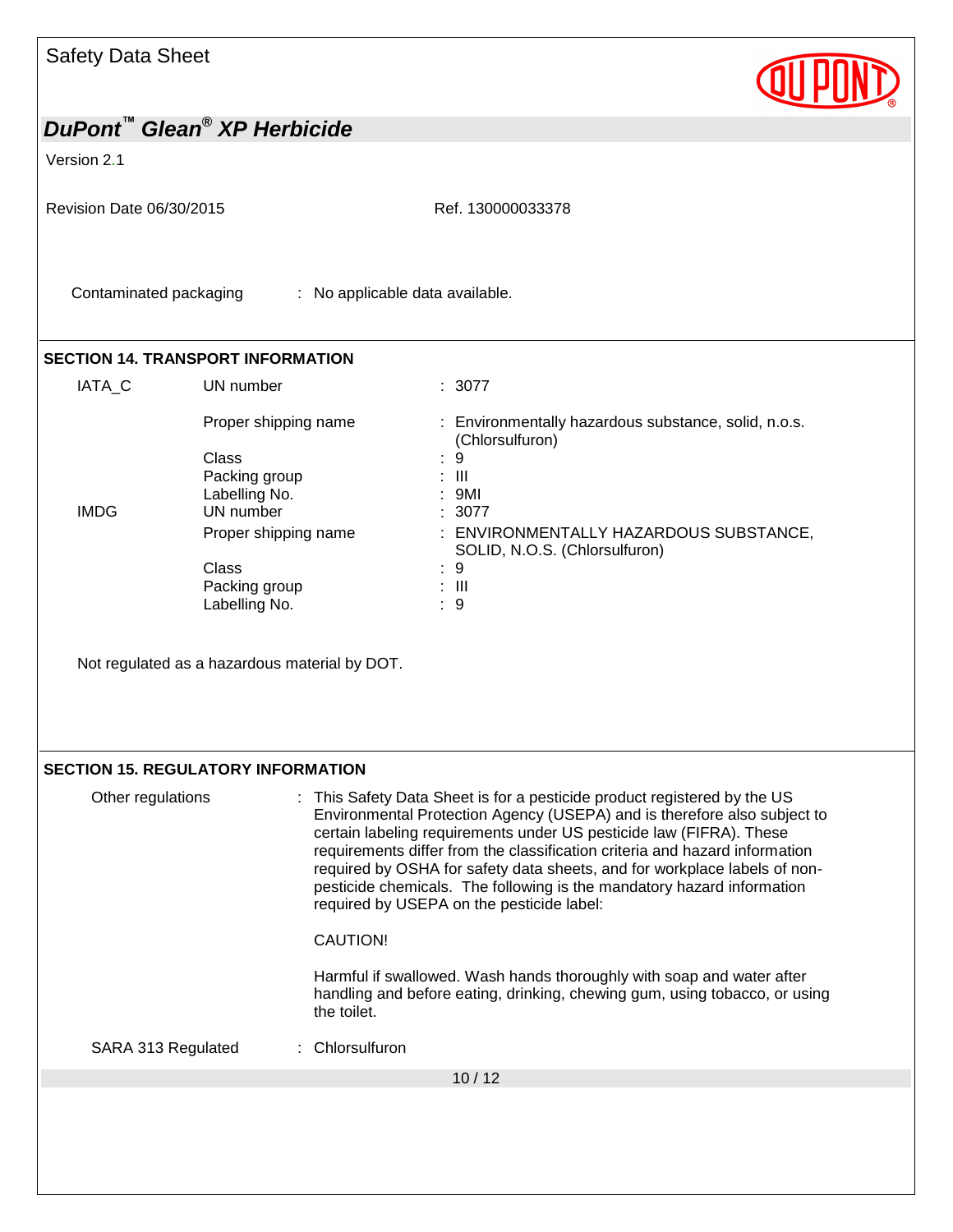Contaminated packaging : No applicable data available.

## SECTION 14. TRANSPORT INFORMATION

| | | |
|---|---|---|
| IATA_C | UN number | : 3077 |
| | Proper shipping name | : Environmentally hazardous substance, solid, n.o.s. (Chlorsulfuron) |
| | Class | : 9 |
| | Packing group | : III |
| | Labelling No. | : 9MI |
| IMDG | UN number | : 3077 |
| | Proper shipping name | : ENVIRONMENTALLY HAZARDOUS SUBSTANCE, SOLID, N.O.S. (Chlorsulfuron) |
| | Class | : 9 |
| | Packing group | : III |
| | Labelling No. | : 9 |

Not regulated as a hazardous material by DOT.

## SECTION 15. REGULATORY INFORMATION

Other regulations : This Safety Data Sheet is for a pesticide product registered by the US Environmental Protection Agency (USEPA) and is therefore also subject to certain labeling requirements under US pesticide law (FIFRA). These requirements differ from the classification criteria and hazard information required by OSHA for safety data sheets, and for workplace labels of non-pesticide chemicals. The following is the mandatory hazard information required by USEPA on the pesticide label:

CAUTION!

Harmful if swallowed. Wash hands thoroughly with soap and water after handling and before eating, drinking, chewing gum, using tobacco, or using the toilet.

SARA 313 Regulated : Chlorsulfuron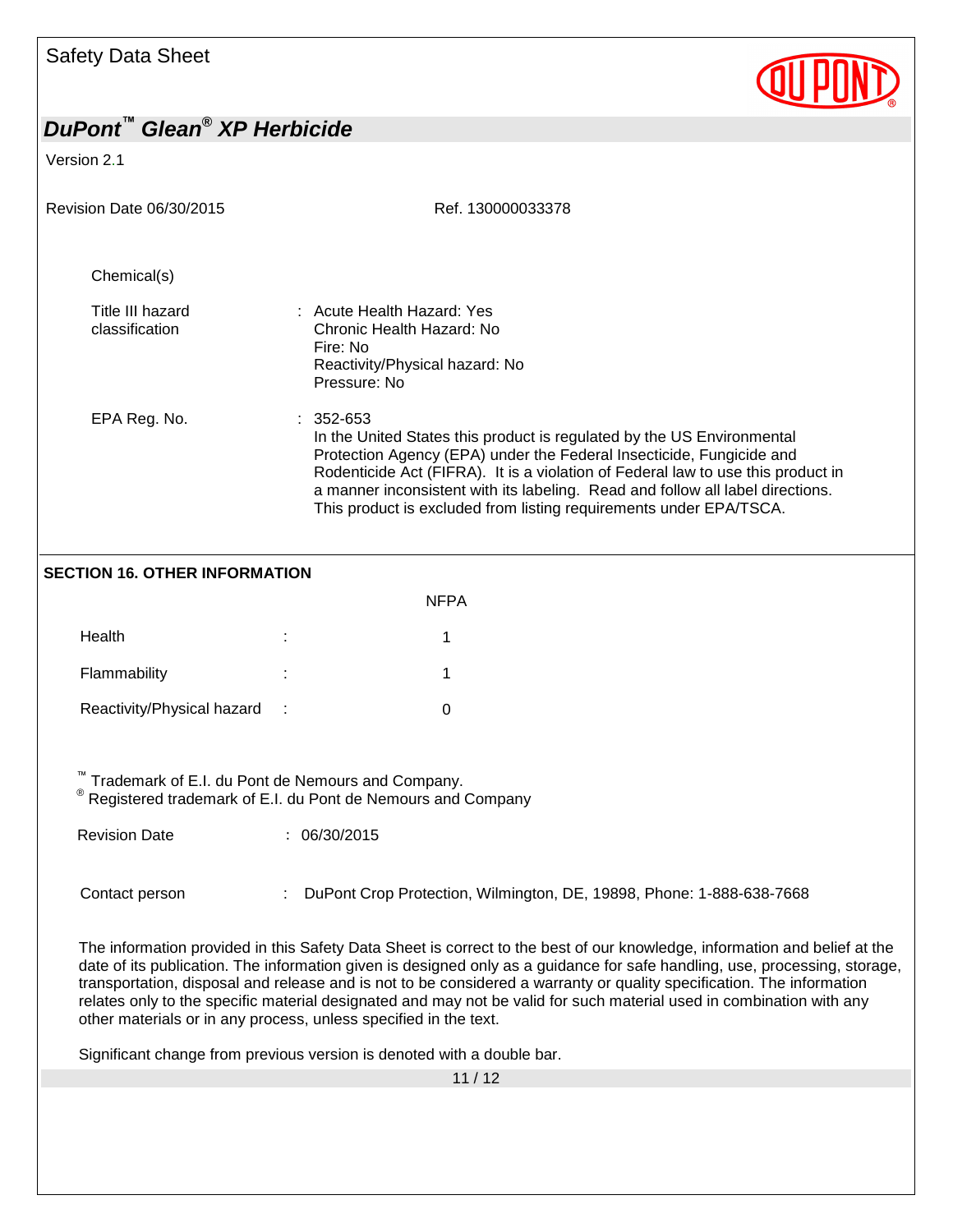Chemical(s)

| | |
|---|---|
| Title III hazard classification | : Acute Health Hazard: Yes<br>Chronic Health Hazard: No<br>Fire: No<br>Reactivity/Physical hazard: No<br>Pressure: No |
| EPA Reg. No. | : 352-653<br>In the United States this product is regulated by the US Environmental Protection Agency (EPA) under the Federal Insecticide, Fungicide and Rodenticide Act (FIFRA). It is a violation of Federal law to use this product in a manner inconsistent with its labeling. Read and follow all label directions. This product is excluded from listing requirements under EPA/TSCA. |

## SECTION 16. OTHER INFORMATION

| | | NFPA |
|---|---|---|
| Health | : | 1 |
| Flammability | : | 1 |
| Reactivity/Physical hazard | : | 0 |

™ Trademark of E.I. du Pont de Nemours and Company.
® Registered trademark of E.I. du Pont de Nemours and Company

Revision Date : 06/30/2015

Contact person : DuPont Crop Protection, Wilmington, DE, 19898, Phone: 1-888-638-7668

The information provided in this Safety Data Sheet is correct to the best of our knowledge, information and belief at the date of its publication. The information given is designed only as a guidance for safe handling, use, processing, storage, transportation, disposal and release and is not to be considered a warranty or quality specification. The information relates only to the specific material designated and may not be valid for such material used in combination with any other materials or in any process, unless specified in the text.

Significant change from previous version is denoted with a double bar.